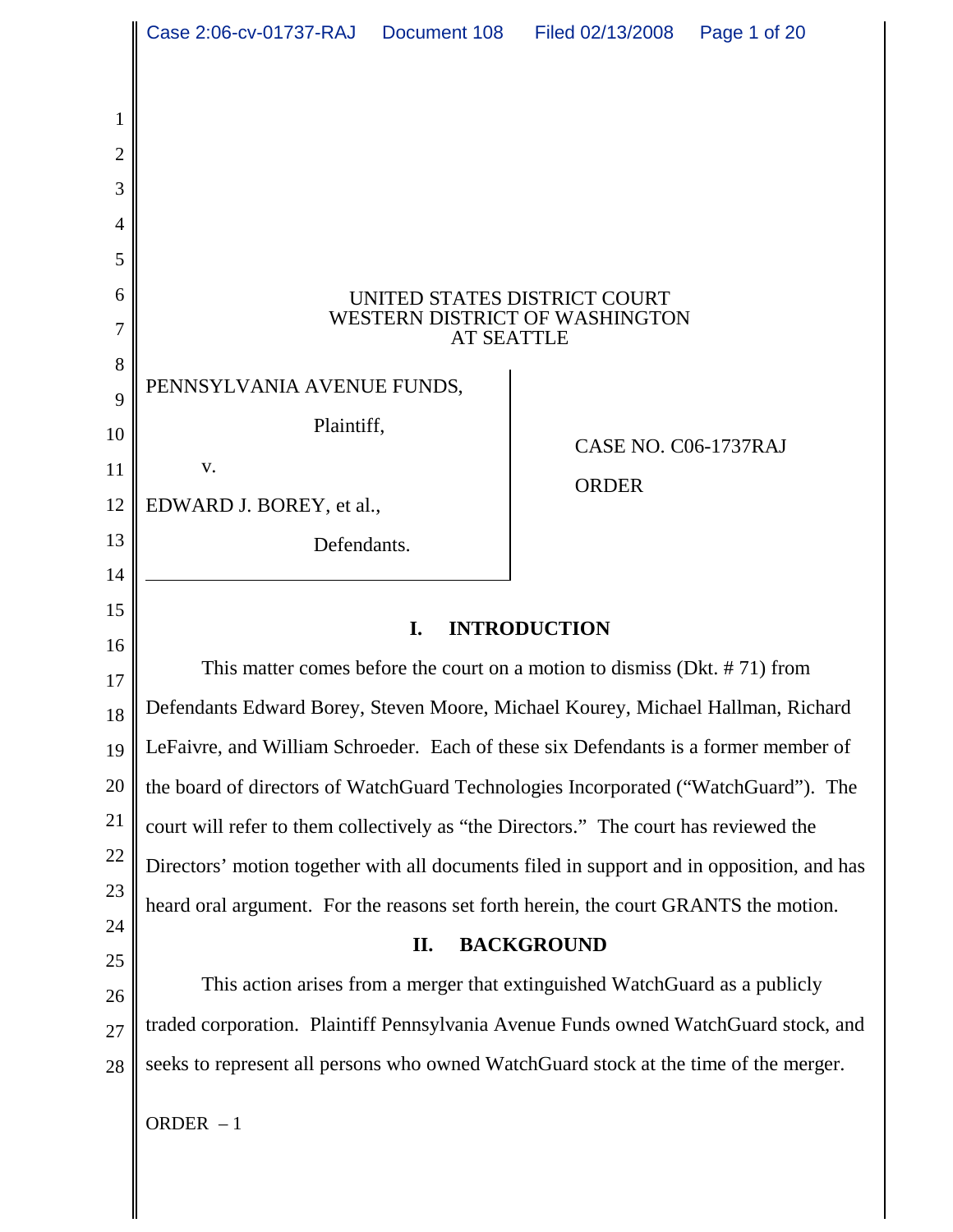UNITED STATES DISTRICT COURT
WESTERN DISTRICT OF WASHINGTON
AT SEATTLE

PENNSYLVANIA AVENUE FUNDS,

Plaintiff,

v.

EDWARD J. BOREY, et al.,

Defendants.

CASE NO. C06-1737RAJ

ORDER

## I. INTRODUCTION

This matter comes before the court on a motion to dismiss (Dkt. # 71) from Defendants Edward Borey, Steven Moore, Michael Kourey, Michael Hallman, Richard LeFaivre, and William Schroeder. Each of these six Defendants is a former member of the board of directors of WatchGuard Technologies Incorporated ("WatchGuard"). The court will refer to them collectively as "the Directors." The court has reviewed the Directors' motion together with all documents filed in support and in opposition, and has heard oral argument. For the reasons set forth herein, the court GRANTS the motion.

## II. BACKGROUND

This action arises from a merger that extinguished WatchGuard as a publicly traded corporation. Plaintiff Pennsylvania Avenue Funds owned WatchGuard stock, and seeks to represent all persons who owned WatchGuard stock at the time of the merger.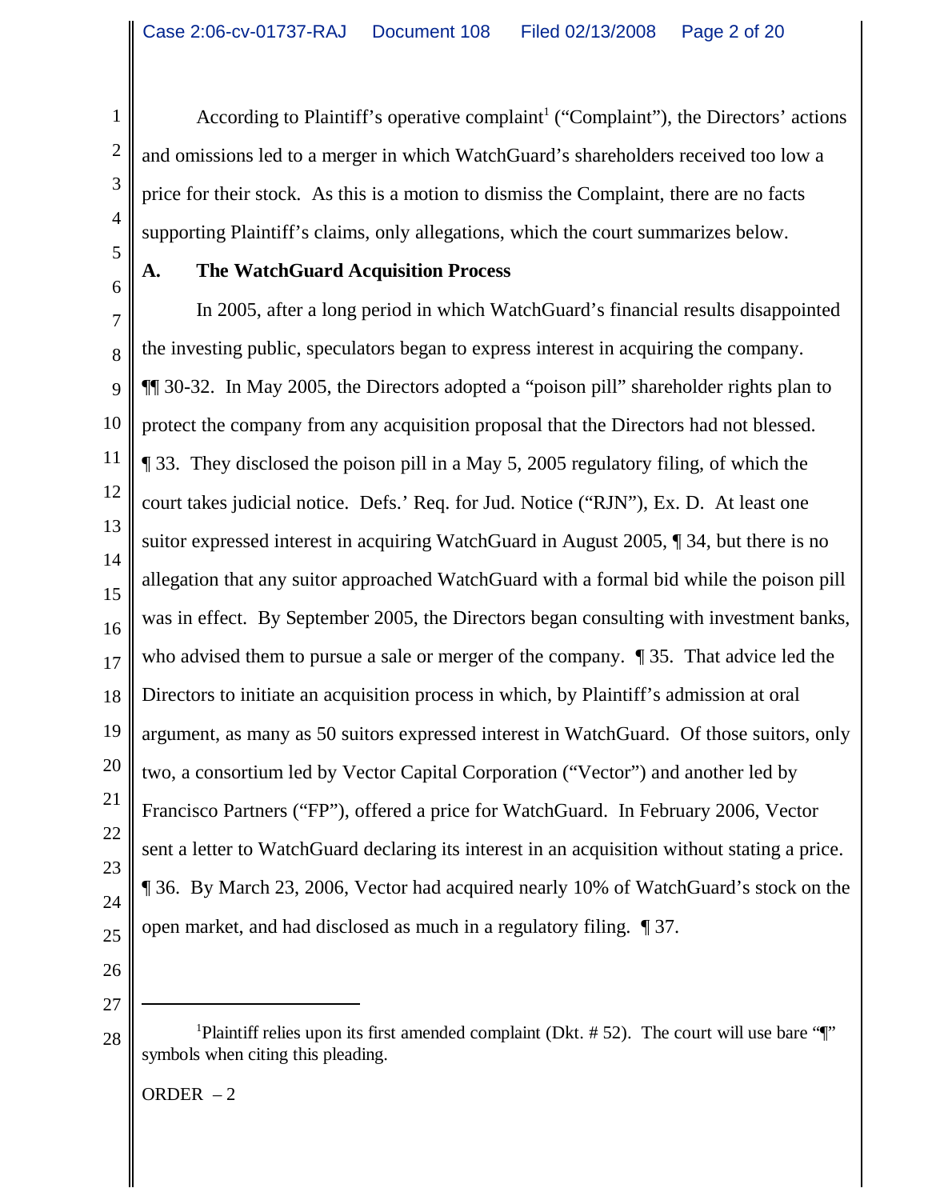According to Plaintiff's operative complaint[1] ("Complaint"), the Directors' actions and omissions led to a merger in which WatchGuard's shareholders received too low a price for their stock. As this is a motion to dismiss the Complaint, there are no facts supporting Plaintiff's claims, only allegations, which the court summarizes below.

## A. The WatchGuard Acquisition Process

In 2005, after a long period in which WatchGuard's financial results disappointed the investing public, speculators began to express interest in acquiring the company. ¶¶ 30-32. In May 2005, the Directors adopted a "poison pill" shareholder rights plan to protect the company from any acquisition proposal that the Directors had not blessed. ¶ 33. They disclosed the poison pill in a May 5, 2005 regulatory filing, of which the court takes judicial notice. Defs.' Req. for Jud. Notice ("RJN"), Ex. D. At least one suitor expressed interest in acquiring WatchGuard in August 2005, ¶ 34, but there is no allegation that any suitor approached WatchGuard with a formal bid while the poison pill was in effect. By September 2005, the Directors began consulting with investment banks, who advised them to pursue a sale or merger of the company. ¶ 35. That advice led the Directors to initiate an acquisition process in which, by Plaintiff's admission at oral argument, as many as 50 suitors expressed interest in WatchGuard. Of those suitors, only two, a consortium led by Vector Capital Corporation ("Vector") and another led by Francisco Partners ("FP"), offered a price for WatchGuard. In February 2006, Vector sent a letter to WatchGuard declaring its interest in an acquisition without stating a price. ¶ 36. By March 23, 2006, Vector had acquired nearly 10% of WatchGuard's stock on the open market, and had disclosed as much in a regulatory filing. ¶ 37.

---

[1] Plaintiff relies upon its first amended complaint (Dkt. # 52). The court will use bare "¶" symbols when citing this pleading.

ORDER – 2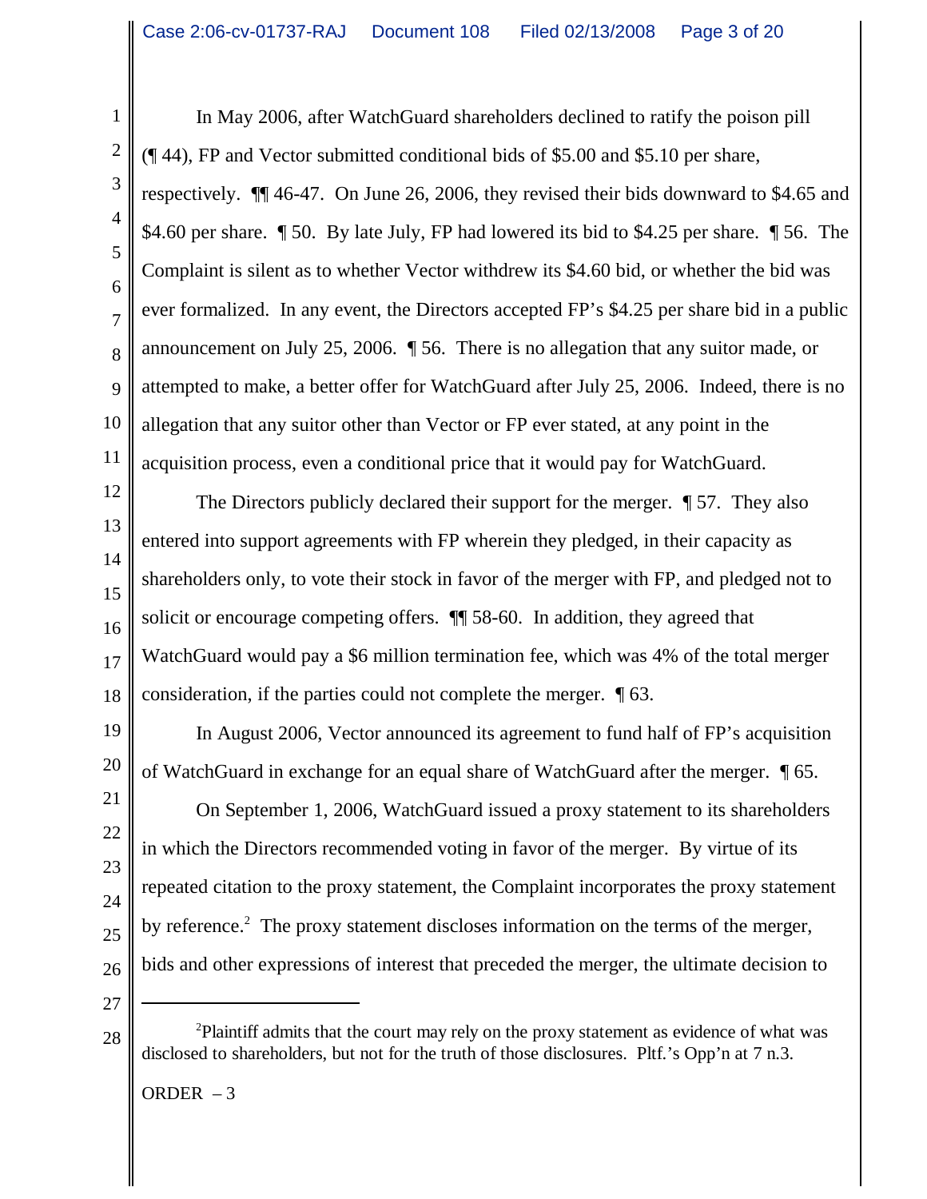In May 2006, after WatchGuard shareholders declined to ratify the poison pill (¶ 44), FP and Vector submitted conditional bids of $5.00 and $5.10 per share, respectively. ¶¶ 46-47. On June 26, 2006, they revised their bids downward to $4.65 and $4.60 per share. ¶ 50. By late July, FP had lowered its bid to $4.25 per share. ¶ 56. The Complaint is silent as to whether Vector withdrew its $4.60 bid, or whether the bid was ever formalized. In any event, the Directors accepted FP's $4.25 per share bid in a public announcement on July 25, 2006. ¶ 56. There is no allegation that any suitor made, or attempted to make, a better offer for WatchGuard after July 25, 2006. Indeed, there is no allegation that any suitor other than Vector or FP ever stated, at any point in the acquisition process, even a conditional price that it would pay for WatchGuard.

The Directors publicly declared their support for the merger. ¶ 57. They also entered into support agreements with FP wherein they pledged, in their capacity as shareholders only, to vote their stock in favor of the merger with FP, and pledged not to solicit or encourage competing offers. ¶¶ 58-60. In addition, they agreed that WatchGuard would pay a $6 million termination fee, which was 4% of the total merger consideration, if the parties could not complete the merger. ¶ 63.

In August 2006, Vector announced its agreement to fund half of FP's acquisition of WatchGuard in exchange for an equal share of WatchGuard after the merger. ¶ 65.

On September 1, 2006, WatchGuard issued a proxy statement to its shareholders in which the Directors recommended voting in favor of the merger. By virtue of its repeated citation to the proxy statement, the Complaint incorporates the proxy statement by reference.[2] The proxy statement discloses information on the terms of the merger, bids and other expressions of interest that preceded the merger, the ultimate decision to

[2] Plaintiff admits that the court may rely on the proxy statement as evidence of what was disclosed to shareholders, but not for the truth of those disclosures. Pltf.'s Opp'n at 7 n.3.

ORDER – 3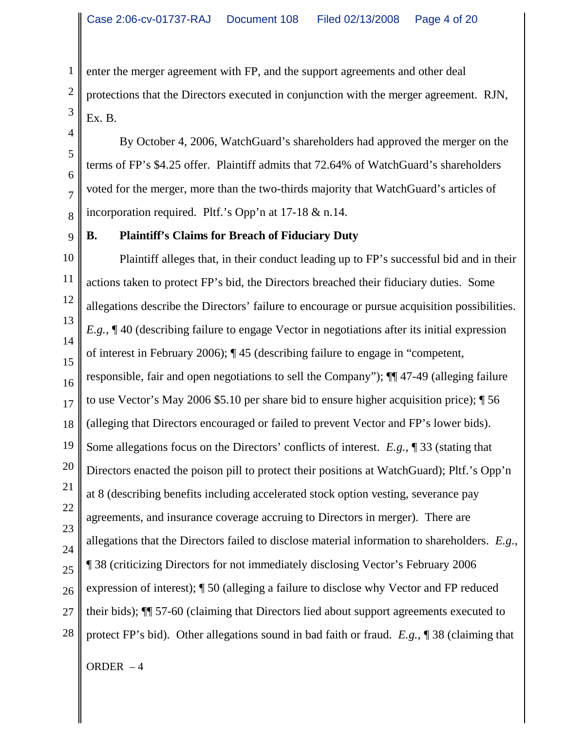enter the merger agreement with FP, and the support agreements and other deal protections that the Directors executed in conjunction with the merger agreement. RJN, Ex. B.

By October 4, 2006, WatchGuard's shareholders had approved the merger on the terms of FP's $4.25 offer. Plaintiff admits that 72.64% of WatchGuard's shareholders voted for the merger, more than the two-thirds majority that WatchGuard's articles of incorporation required. Pltf.'s Opp'n at 17-18 & n.14.

### B. Plaintiff's Claims for Breach of Fiduciary Duty

Plaintiff alleges that, in their conduct leading up to FP's successful bid and in their actions taken to protect FP's bid, the Directors breached their fiduciary duties. Some allegations describe the Directors' failure to encourage or pursue acquisition possibilities. *E.g.*, ¶ 40 (describing failure to engage Vector in negotiations after its initial expression of interest in February 2006); ¶ 45 (describing failure to engage in "competent, responsible, fair and open negotiations to sell the Company"); ¶¶ 47-49 (alleging failure to use Vector's May 2006 $5.10 per share bid to ensure higher acquisition price); ¶ 56 (alleging that Directors encouraged or failed to prevent Vector and FP's lower bids). Some allegations focus on the Directors' conflicts of interest. *E.g.*, ¶ 33 (stating that Directors enacted the poison pill to protect their positions at WatchGuard); Pltf.'s Opp'n at 8 (describing benefits including accelerated stock option vesting, severance pay agreements, and insurance coverage accruing to Directors in merger). There are allegations that the Directors failed to disclose material information to shareholders. *E.g.*, ¶ 38 (criticizing Directors for not immediately disclosing Vector's February 2006 expression of interest); ¶ 50 (alleging a failure to disclose why Vector and FP reduced their bids); ¶¶ 57-60 (claiming that Directors lied about support agreements executed to protect FP's bid). Other allegations sound in bad faith or fraud. *E.g.*, ¶ 38 (claiming that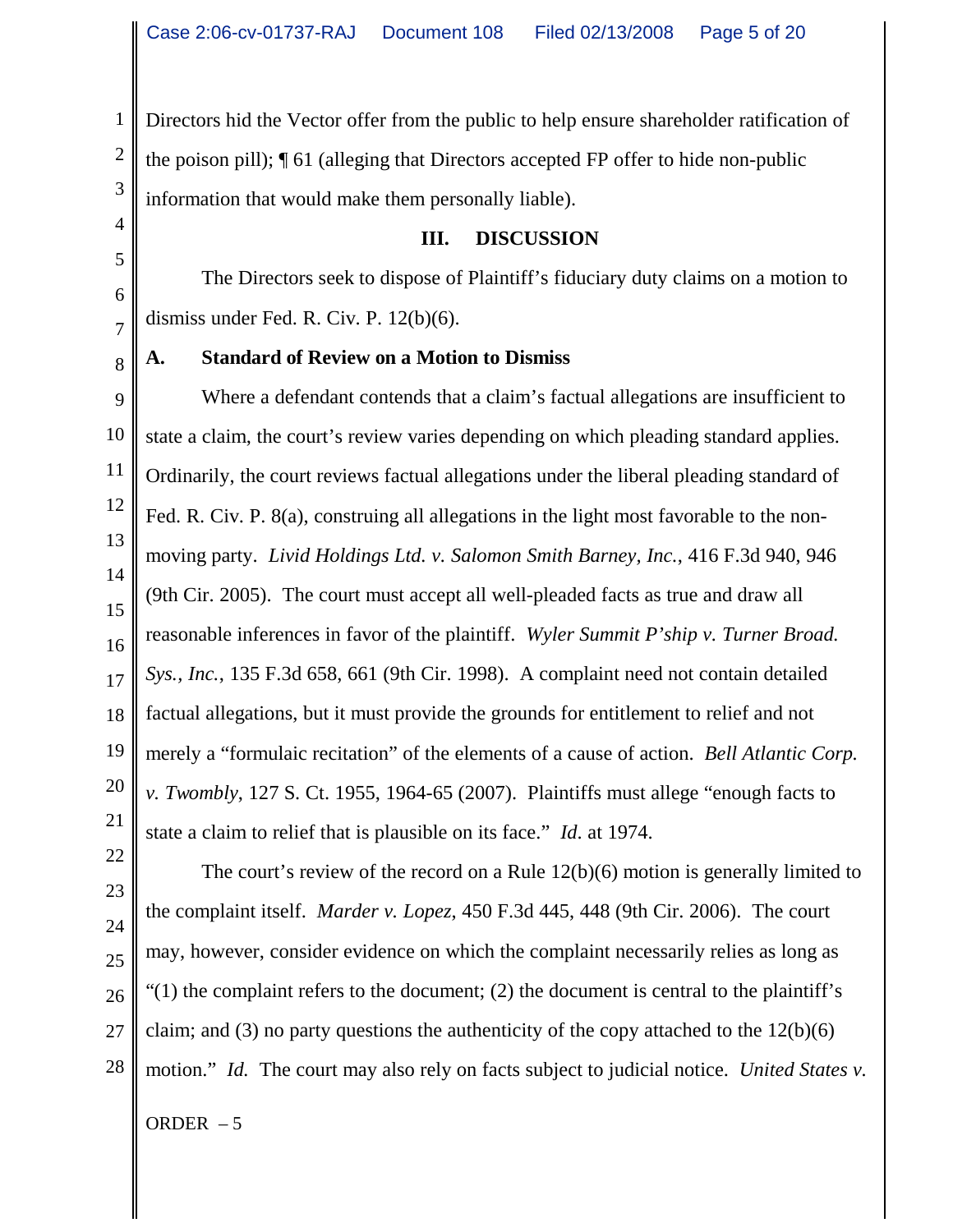Directors hid the Vector offer from the public to help ensure shareholder ratification of the poison pill); ¶ 61 (alleging that Directors accepted FP offer to hide non-public information that would make them personally liable).

## III. DISCUSSION

The Directors seek to dispose of Plaintiff's fiduciary duty claims on a motion to dismiss under Fed. R. Civ. P. 12(b)(6).

### A. Standard of Review on a Motion to Dismiss

Where a defendant contends that a claim's factual allegations are insufficient to state a claim, the court's review varies depending on which pleading standard applies. Ordinarily, the court reviews factual allegations under the liberal pleading standard of Fed. R. Civ. P. 8(a), construing all allegations in the light most favorable to the non-moving party. *Livid Holdings Ltd. v. Salomon Smith Barney, Inc.*, 416 F.3d 940, 946 (9th Cir. 2005). The court must accept all well-pleaded facts as true and draw all reasonable inferences in favor of the plaintiff. *Wyler Summit P'ship v. Turner Broad. Sys., Inc.*, 135 F.3d 658, 661 (9th Cir. 1998). A complaint need not contain detailed factual allegations, but it must provide the grounds for entitlement to relief and not merely a "formulaic recitation" of the elements of a cause of action. *Bell Atlantic Corp. v. Twombly*, 127 S. Ct. 1955, 1964-65 (2007). Plaintiffs must allege "enough facts to state a claim to relief that is plausible on its face." *Id.* at 1974.

The court's review of the record on a Rule 12(b)(6) motion is generally limited to the complaint itself. *Marder v. Lopez*, 450 F.3d 445, 448 (9th Cir. 2006). The court may, however, consider evidence on which the complaint necessarily relies as long as "(1) the complaint refers to the document; (2) the document is central to the plaintiff's claim; and (3) no party questions the authenticity of the copy attached to the 12(b)(6) motion." *Id.* The court may also rely on facts subject to judicial notice. *United States v.*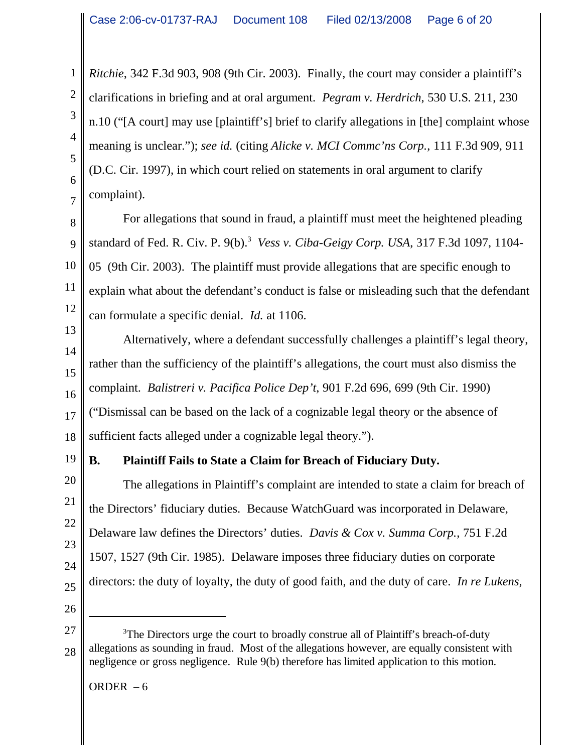*Ritchie*, 342 F.3d 903, 908 (9th Cir. 2003). Finally, the court may consider a plaintiff's clarifications in briefing and at oral argument. *Pegram v. Herdrich*, 530 U.S. 211, 230 n.10 ("[A court] may use [plaintiff's] brief to clarify allegations in [the] complaint whose meaning is unclear."); *see id.* (citing *Alicke v. MCI Commc'ns Corp.*, 111 F.3d 909, 911 (D.C. Cir. 1997), in which court relied on statements in oral argument to clarify complaint).

For allegations that sound in fraud, a plaintiff must meet the heightened pleading standard of Fed. R. Civ. P. 9(b).[3] *Vess v. Ciba-Geigy Corp. USA*, 317 F.3d 1097, 1104-05 (9th Cir. 2003). The plaintiff must provide allegations that are specific enough to explain what about the defendant's conduct is false or misleading such that the defendant can formulate a specific denial. *Id.* at 1106.

Alternatively, where a defendant successfully challenges a plaintiff's legal theory, rather than the sufficiency of the plaintiff's allegations, the court must also dismiss the complaint. *Balistreri v. Pacifica Police Dep't*, 901 F.2d 696, 699 (9th Cir. 1990) ("Dismissal can be based on the lack of a cognizable legal theory or the absence of sufficient facts alleged under a cognizable legal theory.").

**B. Plaintiff Fails to State a Claim for Breach of Fiduciary Duty.**

The allegations in Plaintiff's complaint are intended to state a claim for breach of the Directors' fiduciary duties. Because WatchGuard was incorporated in Delaware, Delaware law defines the Directors' duties. *Davis & Cox v. Summa Corp.*, 751 F.2d 1507, 1527 (9th Cir. 1985). Delaware imposes three fiduciary duties on corporate directors: the duty of loyalty, the duty of good faith, and the duty of care. *In re Lukens,*

---

[3]The Directors urge the court to broadly construe all of Plaintiff's breach-of-duty allegations as sounding in fraud. Most of the allegations however, are equally consistent with negligence or gross negligence. Rule 9(b) therefore has limited application to this motion.

ORDER – 6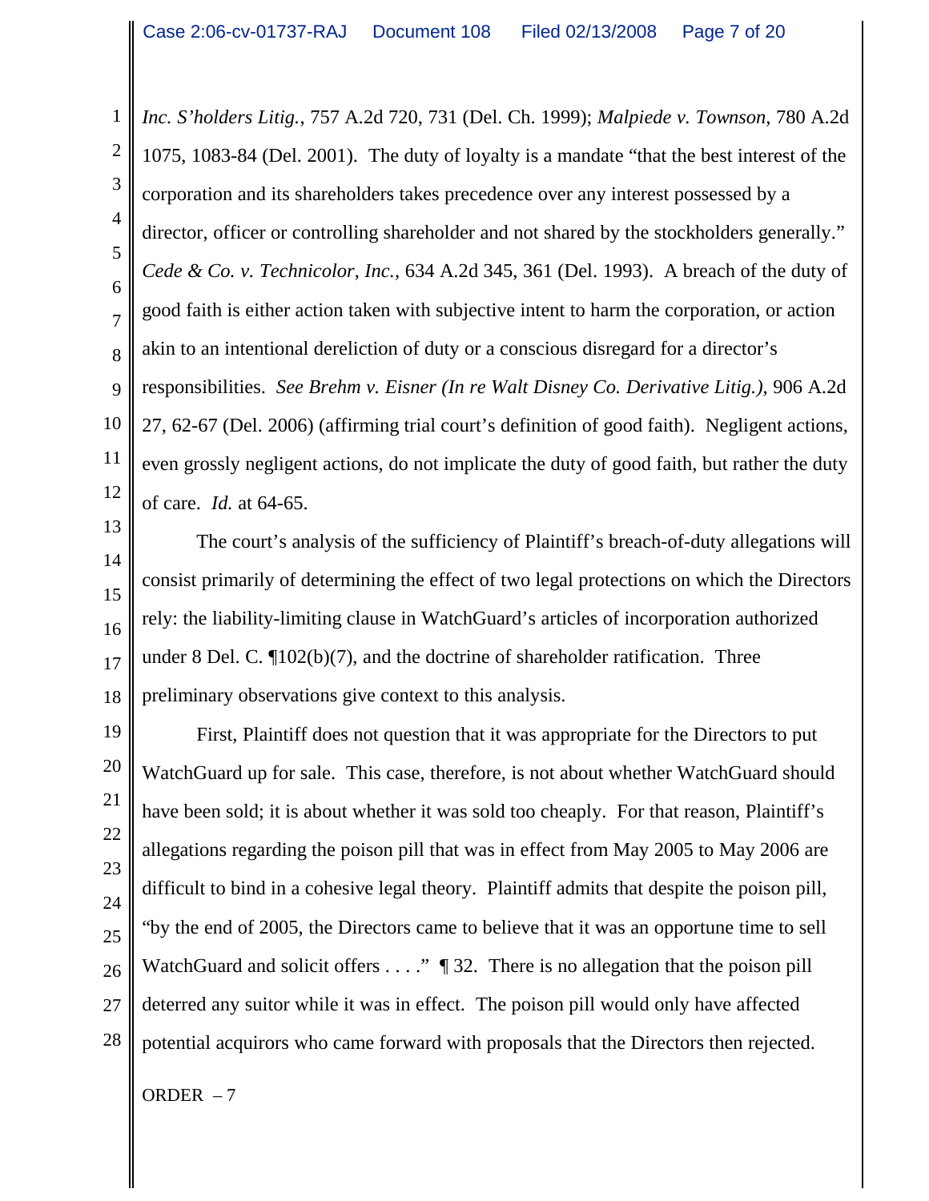*Inc. S'holders Litig.*, 757 A.2d 720, 731 (Del. Ch. 1999); *Malpiede v. Townson*, 780 A.2d 1075, 1083-84 (Del. 2001). The duty of loyalty is a mandate "that the best interest of the corporation and its shareholders takes precedence over any interest possessed by a director, officer or controlling shareholder and not shared by the stockholders generally." *Cede & Co. v. Technicolor, Inc.*, 634 A.2d 345, 361 (Del. 1993). A breach of the duty of good faith is either action taken with subjective intent to harm the corporation, or action akin to an intentional dereliction of duty or a conscious disregard for a director's responsibilities. *See Brehm v. Eisner (In re Walt Disney Co. Derivative Litig.)*, 906 A.2d 27, 62-67 (Del. 2006) (affirming trial court's definition of good faith). Negligent actions, even grossly negligent actions, do not implicate the duty of good faith, but rather the duty of care. *Id.* at 64-65.

The court's analysis of the sufficiency of Plaintiff's breach-of-duty allegations will consist primarily of determining the effect of two legal protections on which the Directors rely: the liability-limiting clause in WatchGuard's articles of incorporation authorized under 8 Del. C. ¶102(b)(7), and the doctrine of shareholder ratification. Three preliminary observations give context to this analysis.

First, Plaintiff does not question that it was appropriate for the Directors to put WatchGuard up for sale. This case, therefore, is not about whether WatchGuard should have been sold; it is about whether it was sold too cheaply. For that reason, Plaintiff's allegations regarding the poison pill that was in effect from May 2005 to May 2006 are difficult to bind in a cohesive legal theory. Plaintiff admits that despite the poison pill, "by the end of 2005, the Directors came to believe that it was an opportune time to sell WatchGuard and solicit offers . . . ." ¶ 32. There is no allegation that the poison pill deterred any suitor while it was in effect. The poison pill would only have affected potential acquirors who came forward with proposals that the Directors then rejected.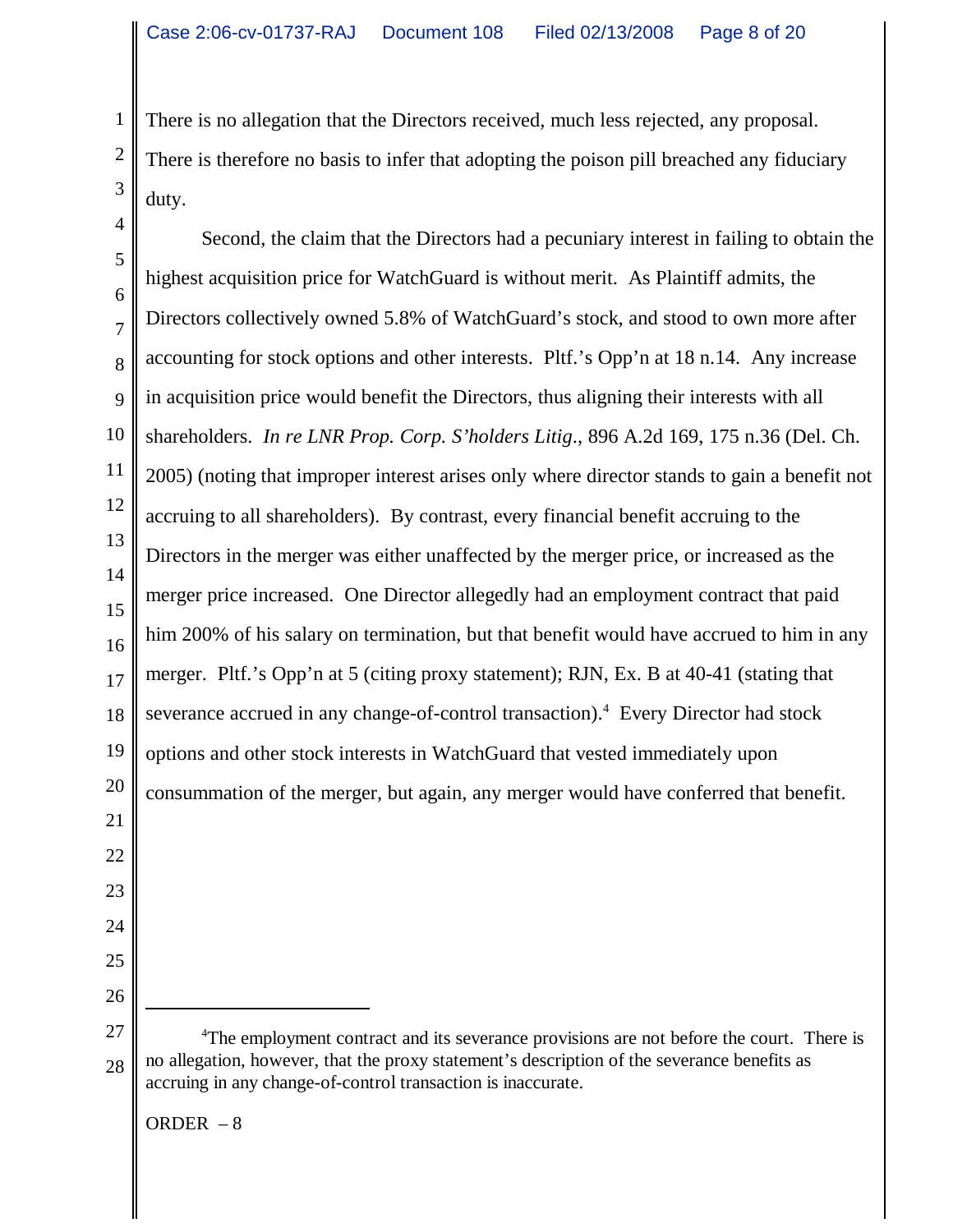There is no allegation that the Directors received, much less rejected, any proposal. There is therefore no basis to infer that adopting the poison pill breached any fiduciary duty.

Second, the claim that the Directors had a pecuniary interest in failing to obtain the highest acquisition price for WatchGuard is without merit. As Plaintiff admits, the Directors collectively owned 5.8% of WatchGuard's stock, and stood to own more after accounting for stock options and other interests. Pltf.'s Opp'n at 18 n.14. Any increase in acquisition price would benefit the Directors, thus aligning their interests with all shareholders. *In re LNR Prop. Corp. S'holders Litig.*, 896 A.2d 169, 175 n.36 (Del. Ch. 2005) (noting that improper interest arises only where director stands to gain a benefit not accruing to all shareholders). By contrast, every financial benefit accruing to the Directors in the merger was either unaffected by the merger price, or increased as the merger price increased. One Director allegedly had an employment contract that paid him 200% of his salary on termination, but that benefit would have accrued to him in any merger. Pltf.'s Opp'n at 5 (citing proxy statement); RJN, Ex. B at 40-41 (stating that severance accrued in any change-of-control transaction).[4] Every Director had stock options and other stock interests in WatchGuard that vested immediately upon consummation of the merger, but again, any merger would have conferred that benefit.

---

[4] The employment contract and its severance provisions are not before the court. There is no allegation, however, that the proxy statement's description of the severance benefits as accruing in any change-of-control transaction is inaccurate.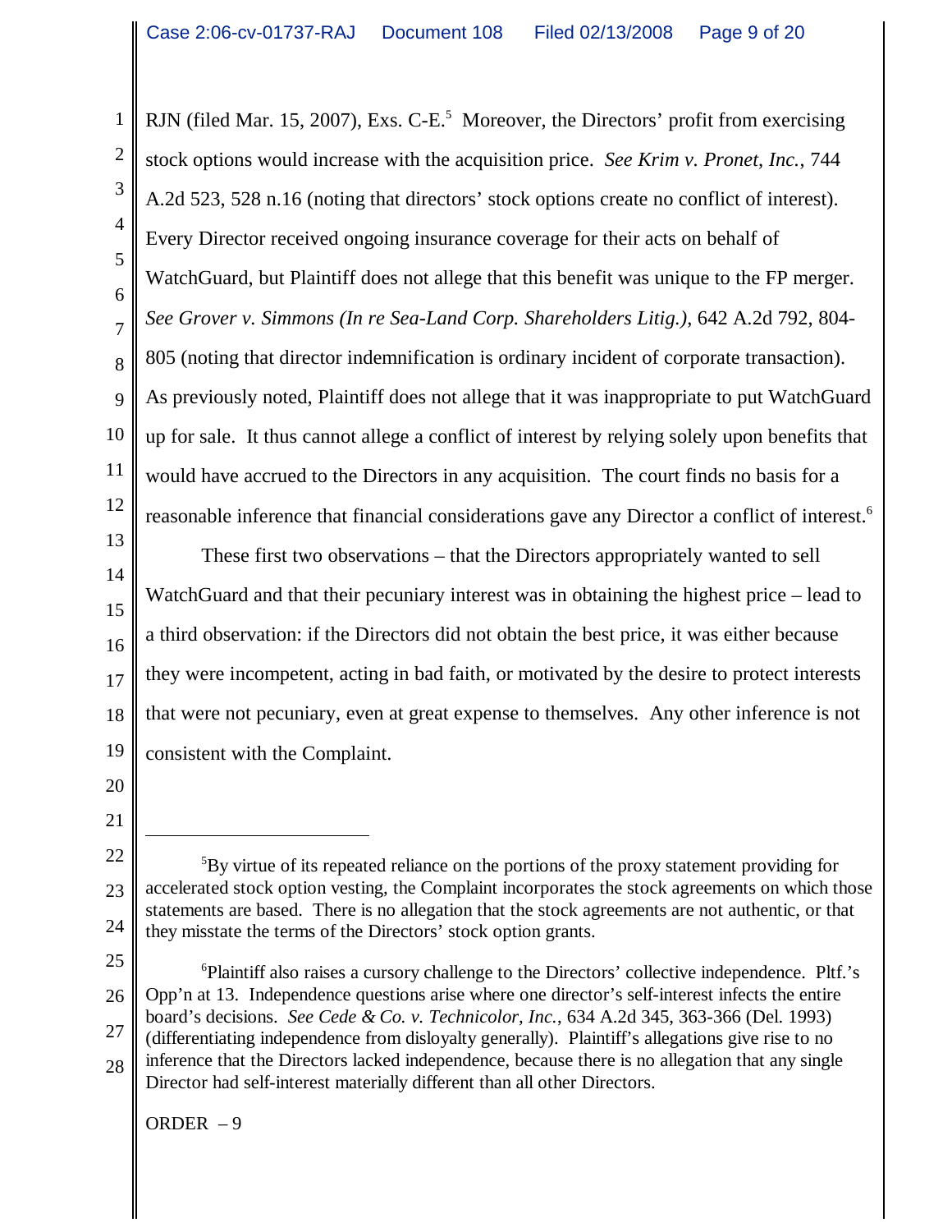RJN (filed Mar. 15, 2007), Exs. C-E.[5] Moreover, the Directors' profit from exercising stock options would increase with the acquisition price. *See Krim v. Pronet, Inc.*, 744 A.2d 523, 528 n.16 (noting that directors' stock options create no conflict of interest). Every Director received ongoing insurance coverage for their acts on behalf of WatchGuard, but Plaintiff does not allege that this benefit was unique to the FP merger. *See Grover v. Simmons (In re Sea-Land Corp. Shareholders Litig.)*, 642 A.2d 792, 804-805 (noting that director indemnification is ordinary incident of corporate transaction). As previously noted, Plaintiff does not allege that it was inappropriate to put WatchGuard up for sale. It thus cannot allege a conflict of interest by relying solely upon benefits that would have accrued to the Directors in any acquisition. The court finds no basis for a reasonable inference that financial considerations gave any Director a conflict of interest.[6]

These first two observations – that the Directors appropriately wanted to sell WatchGuard and that their pecuniary interest was in obtaining the highest price – lead to a third observation: if the Directors did not obtain the best price, it was either because they were incompetent, acting in bad faith, or motivated by the desire to protect interests that were not pecuniary, even at great expense to themselves. Any other inference is not consistent with the Complaint.

---

[5]By virtue of its repeated reliance on the portions of the proxy statement providing for accelerated stock option vesting, the Complaint incorporates the stock agreements on which those statements are based. There is no allegation that the stock agreements are not authentic, or that they misstate the terms of the Directors' stock option grants.

[6]Plaintiff also raises a cursory challenge to the Directors' collective independence. Pltf.'s Opp'n at 13. Independence questions arise where one director's self-interest infects the entire board's decisions. *See Cede & Co. v. Technicolor, Inc.*, 634 A.2d 345, 363-366 (Del. 1993) (differentiating independence from disloyalty generally). Plaintiff's allegations give rise to no inference that the Directors lacked independence, because there is no allegation that any single Director had self-interest materially different than all other Directors.

ORDER – 9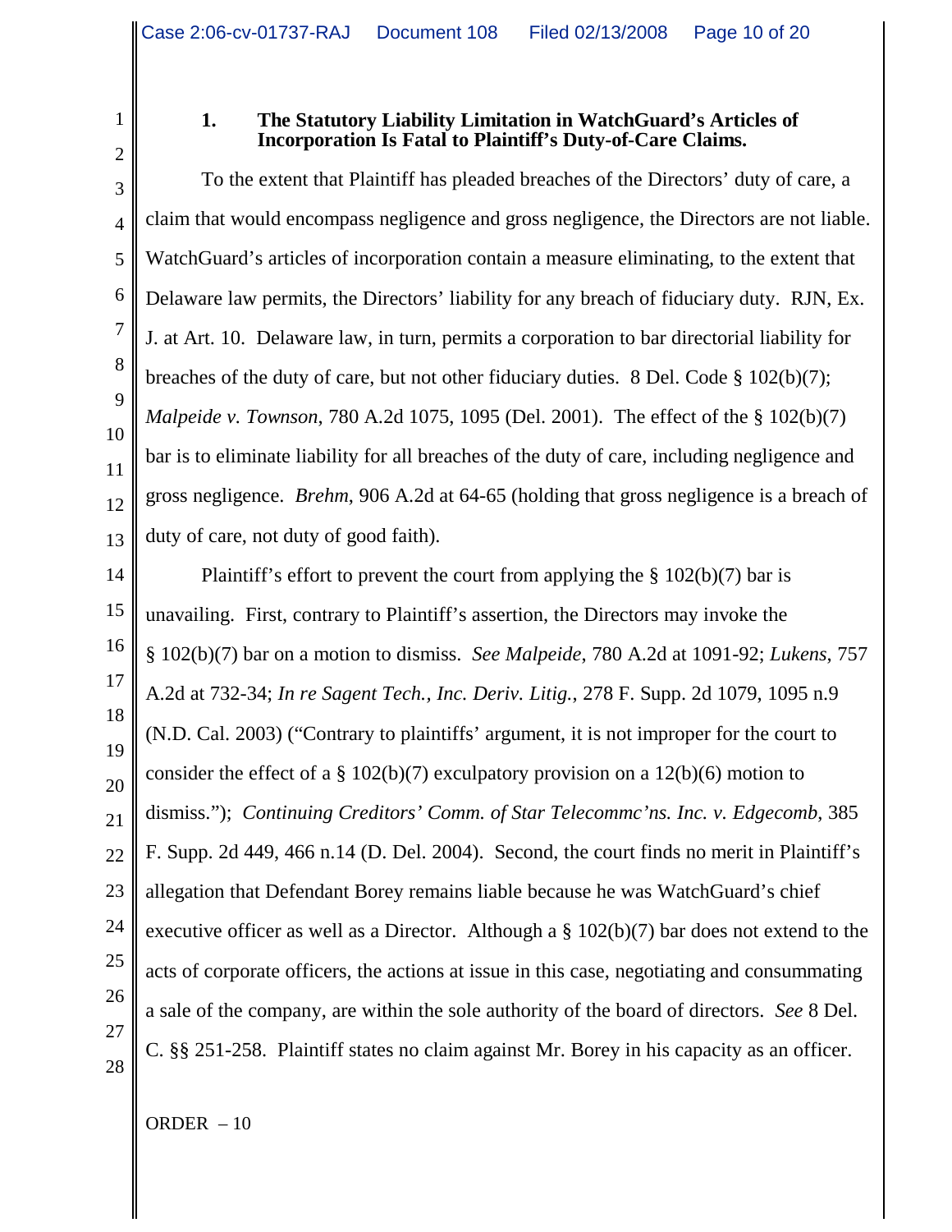### 1. The Statutory Liability Limitation in WatchGuard's Articles of Incorporation Is Fatal to Plaintiff's Duty-of-Care Claims.

To the extent that Plaintiff has pleaded breaches of the Directors' duty of care, a claim that would encompass negligence and gross negligence, the Directors are not liable. WatchGuard's articles of incorporation contain a measure eliminating, to the extent that Delaware law permits, the Directors' liability for any breach of fiduciary duty. RJN, Ex. J. at Art. 10. Delaware law, in turn, permits a corporation to bar directorial liability for breaches of the duty of care, but not other fiduciary duties. 8 Del. Code § 102(b)(7); *Malpeide v. Townson*, 780 A.2d 1075, 1095 (Del. 2001). The effect of the § 102(b)(7) bar is to eliminate liability for all breaches of the duty of care, including negligence and gross negligence. *Brehm*, 906 A.2d at 64-65 (holding that gross negligence is a breach of duty of care, not duty of good faith).

Plaintiff's effort to prevent the court from applying the § 102(b)(7) bar is unavailing. First, contrary to Plaintiff's assertion, the Directors may invoke the § 102(b)(7) bar on a motion to dismiss. *See Malpeide*, 780 A.2d at 1091-92; *Lukens*, 757 A.2d at 732-34; *In re Sagent Tech., Inc. Deriv. Litig.*, 278 F. Supp. 2d 1079, 1095 n.9 (N.D. Cal. 2003) ("Contrary to plaintiffs' argument, it is not improper for the court to consider the effect of a § 102(b)(7) exculpatory provision on a 12(b)(6) motion to dismiss."); *Continuing Creditors' Comm. of Star Telecommc'ns. Inc. v. Edgecomb*, 385 F. Supp. 2d 449, 466 n.14 (D. Del. 2004). Second, the court finds no merit in Plaintiff's allegation that Defendant Borey remains liable because he was WatchGuard's chief executive officer as well as a Director. Although a § 102(b)(7) bar does not extend to the acts of corporate officers, the actions at issue in this case, negotiating and consummating a sale of the company, are within the sole authority of the board of directors. *See* 8 Del. C. §§ 251-258. Plaintiff states no claim against Mr. Borey in his capacity as an officer.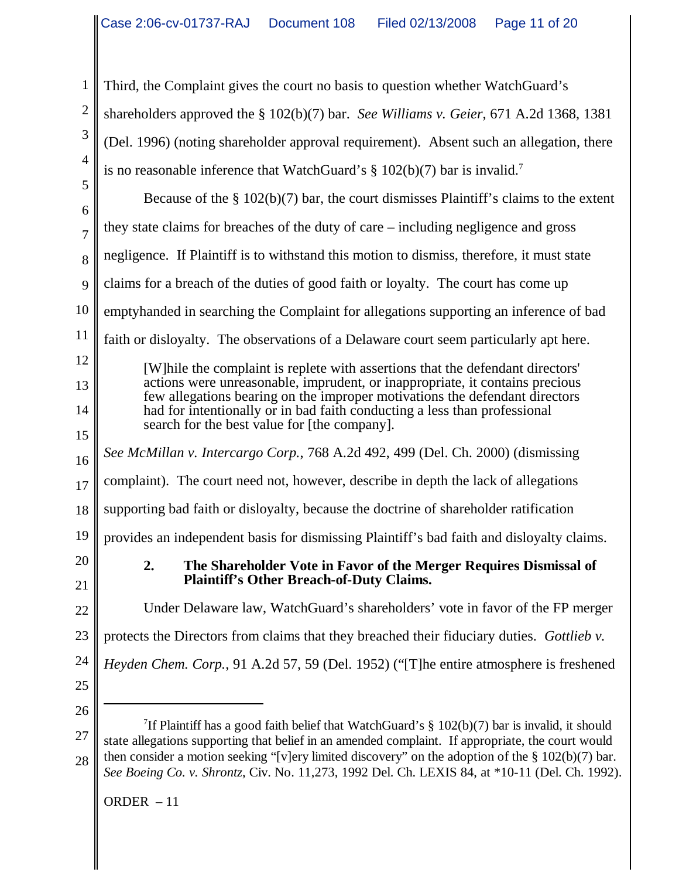Third, the Complaint gives the court no basis to question whether WatchGuard's shareholders approved the § 102(b)(7) bar. *See Williams v. Geier*, 671 A.2d 1368, 1381 (Del. 1996) (noting shareholder approval requirement). Absent such an allegation, there is no reasonable inference that WatchGuard's § 102(b)(7) bar is invalid.[7]

Because of the § 102(b)(7) bar, the court dismisses Plaintiff's claims to the extent they state claims for breaches of the duty of care – including negligence and gross negligence. If Plaintiff is to withstand this motion to dismiss, therefore, it must state claims for a breach of the duties of good faith or loyalty. The court has come up emptyhanded in searching the Complaint for allegations supporting an inference of bad faith or disloyalty. The observations of a Delaware court seem particularly apt here.

> [W]hile the complaint is replete with assertions that the defendant directors' actions were unreasonable, imprudent, or inappropriate, it contains precious few allegations bearing on the improper motivations the defendant directors had for intentionally or in bad faith conducting a less than professional search for the best value for [the company].

*See McMillan v. Intercargo Corp.*, 768 A.2d 492, 499 (Del. Ch. 2000) (dismissing complaint). The court need not, however, describe in depth the lack of allegations supporting bad faith or disloyalty, because the doctrine of shareholder ratification provides an independent basis for dismissing Plaintiff's bad faith and disloyalty claims.

**2. The Shareholder Vote in Favor of the Merger Requires Dismissal of Plaintiff's Other Breach-of-Duty Claims.**

Under Delaware law, WatchGuard's shareholders' vote in favor of the FP merger protects the Directors from claims that they breached their fiduciary duties. *Gottlieb v. Heyden Chem. Corp.*, 91 A.2d 57, 59 (Del. 1952) ("[T]he entire atmosphere is freshened

---

[7] If Plaintiff has a good faith belief that WatchGuard's § 102(b)(7) bar is invalid, it should state allegations supporting that belief in an amended complaint. If appropriate, the court would then consider a motion seeking "[v]ery limited discovery" on the adoption of the § 102(b)(7) bar. *See Boeing Co. v. Shrontz*, Civ. No. 11,273, 1992 Del. Ch. LEXIS 84, at *10-11 (Del. Ch. 1992).

ORDER – 11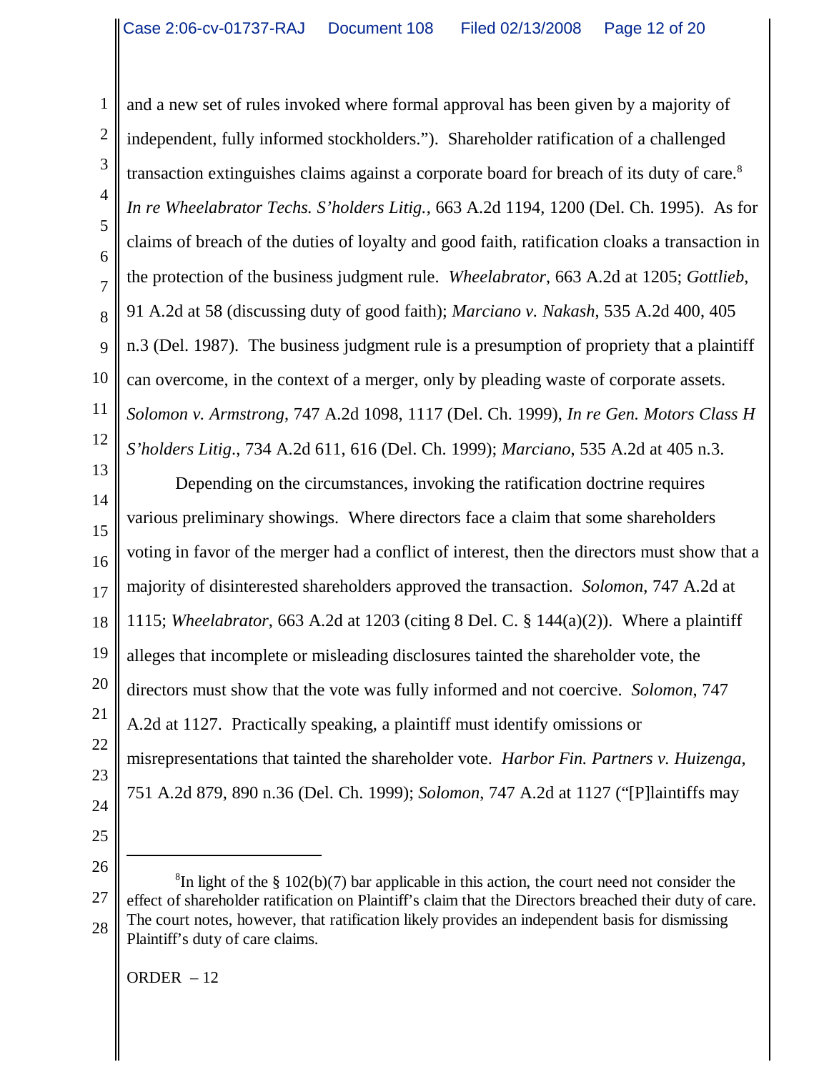and a new set of rules invoked where formal approval has been given by a majority of independent, fully informed stockholders."). Shareholder ratification of a challenged transaction extinguishes claims against a corporate board for breach of its duty of care.[8] *In re Wheelabrator Techs. S'holders Litig.*, 663 A.2d 1194, 1200 (Del. Ch. 1995). As for claims of breach of the duties of loyalty and good faith, ratification cloaks a transaction in the protection of the business judgment rule. *Wheelabrator*, 663 A.2d at 1205; *Gottlieb*, 91 A.2d at 58 (discussing duty of good faith); *Marciano v. Nakash*, 535 A.2d 400, 405 n.3 (Del. 1987). The business judgment rule is a presumption of propriety that a plaintiff can overcome, in the context of a merger, only by pleading waste of corporate assets. *Solomon v. Armstrong*, 747 A.2d 1098, 1117 (Del. Ch. 1999), *In re Gen. Motors Class H S'holders Litig.*, 734 A.2d 611, 616 (Del. Ch. 1999); *Marciano*, 535 A.2d at 405 n.3.

Depending on the circumstances, invoking the ratification doctrine requires various preliminary showings. Where directors face a claim that some shareholders voting in favor of the merger had a conflict of interest, then the directors must show that a majority of disinterested shareholders approved the transaction. *Solomon*, 747 A.2d at 1115; *Wheelabrator*, 663 A.2d at 1203 (citing 8 Del. C. § 144(a)(2)). Where a plaintiff alleges that incomplete or misleading disclosures tainted the shareholder vote, the directors must show that the vote was fully informed and not coercive. *Solomon*, 747 A.2d at 1127. Practically speaking, a plaintiff must identify omissions or misrepresentations that tainted the shareholder vote. *Harbor Fin. Partners v. Huizenga*, 751 A.2d 879, 890 n.36 (Del. Ch. 1999); *Solomon*, 747 A.2d at 1127 ("[P]laintiffs may

---

[8] In light of the § 102(b)(7) bar applicable in this action, the court need not consider the effect of shareholder ratification on Plaintiff's claim that the Directors breached their duty of care. The court notes, however, that ratification likely provides an independent basis for dismissing Plaintiff's duty of care claims.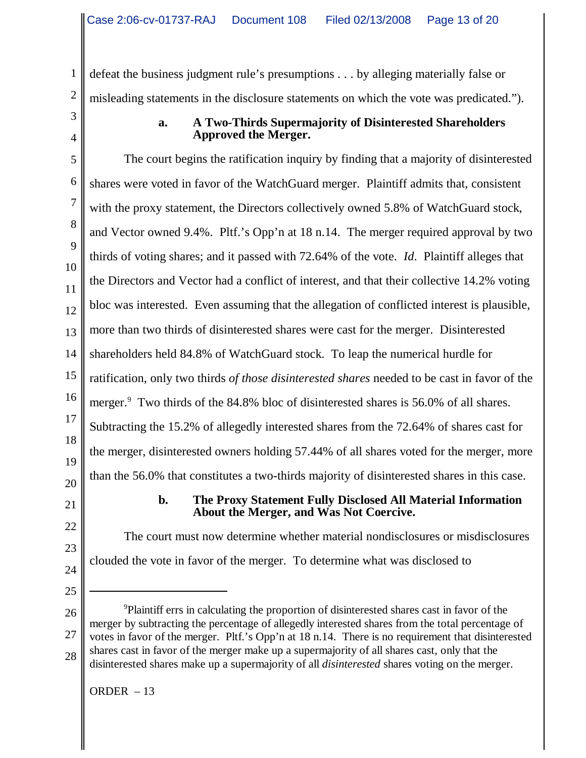defeat the business judgment rule's presumptions . . . by alleging materially false or misleading statements in the disclosure statements on which the vote was predicated.").

### a. A Two-Thirds Supermajority of Disinterested Shareholders Approved the Merger.

The court begins the ratification inquiry by finding that a majority of disinterested shares were voted in favor of the WatchGuard merger. Plaintiff admits that, consistent with the proxy statement, the Directors collectively owned 5.8% of WatchGuard stock, and Vector owned 9.4%. Pltf.'s Opp'n at 18 n.14. The merger required approval by two thirds of voting shares; and it passed with 72.64% of the vote. *Id*. Plaintiff alleges that the Directors and Vector had a conflict of interest, and that their collective 14.2% voting bloc was interested. Even assuming that the allegation of conflicted interest is plausible, more than two thirds of disinterested shares were cast for the merger. Disinterested shareholders held 84.8% of WatchGuard stock. To leap the numerical hurdle for ratification, only two thirds *of those disinterested shares* needed to be cast in favor of the merger.[9] Two thirds of the 84.8% bloc of disinterested shares is 56.0% of all shares. Subtracting the 15.2% of allegedly interested shares from the 72.64% of shares cast for the merger, disinterested owners holding 57.44% of all shares voted for the merger, more than the 56.0% that constitutes a two-thirds majority of disinterested shares in this case.

### b. The Proxy Statement Fully Disclosed All Material Information About the Merger, and Was Not Coercive.

The court must now determine whether material nondisclosures or misdisclosures clouded the vote in favor of the merger. To determine what was disclosed to

---

[9] Plaintiff errs in calculating the proportion of disinterested shares cast in favor of the merger by subtracting the percentage of allegedly interested shares from the total percentage of votes in favor of the merger. Pltf.'s Opp'n at 18 n.14. There is no requirement that disinterested shares cast in favor of the merger make up a supermajority of all shares cast, only that the disinterested shares make up a supermajority of all *disinterested* shares voting on the merger.

ORDER – 13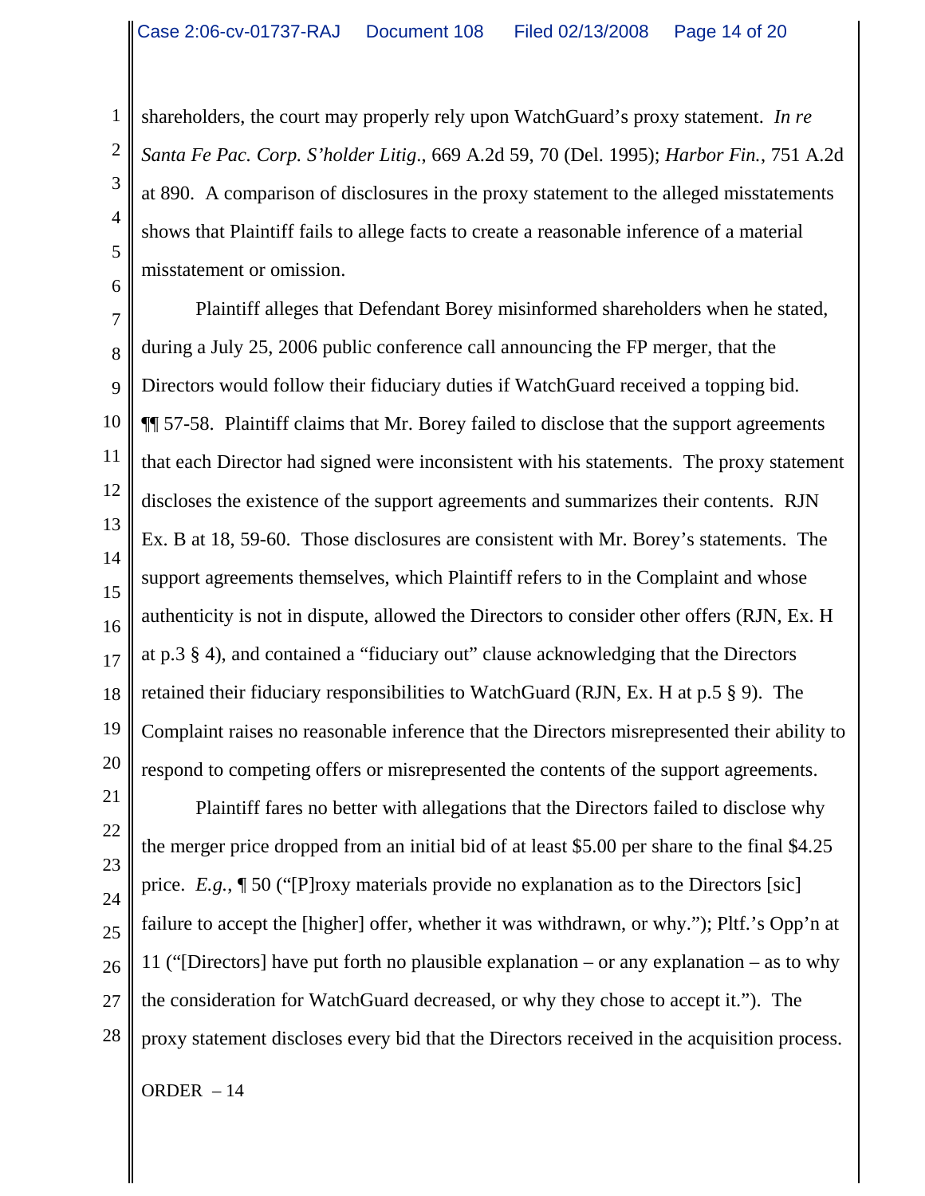shareholders, the court may properly rely upon WatchGuard's proxy statement. *In re Santa Fe Pac. Corp. S'holder Litig.*, 669 A.2d 59, 70 (Del. 1995); *Harbor Fin.*, 751 A.2d at 890. A comparison of disclosures in the proxy statement to the alleged misstatements shows that Plaintiff fails to allege facts to create a reasonable inference of a material misstatement or omission.

Plaintiff alleges that Defendant Borey misinformed shareholders when he stated, during a July 25, 2006 public conference call announcing the FP merger, that the Directors would follow their fiduciary duties if WatchGuard received a topping bid. ¶¶ 57-58. Plaintiff claims that Mr. Borey failed to disclose that the support agreements that each Director had signed were inconsistent with his statements. The proxy statement discloses the existence of the support agreements and summarizes their contents. RJN Ex. B at 18, 59-60. Those disclosures are consistent with Mr. Borey's statements. The support agreements themselves, which Plaintiff refers to in the Complaint and whose authenticity is not in dispute, allowed the Directors to consider other offers (RJN, Ex. H at p.3 § 4), and contained a "fiduciary out" clause acknowledging that the Directors retained their fiduciary responsibilities to WatchGuard (RJN, Ex. H at p.5 § 9). The Complaint raises no reasonable inference that the Directors misrepresented their ability to respond to competing offers or misrepresented the contents of the support agreements.

Plaintiff fares no better with allegations that the Directors failed to disclose why the merger price dropped from an initial bid of at least $5.00 per share to the final $4.25 price. *E.g.*, ¶ 50 ("[P]roxy materials provide no explanation as to the Directors [sic] failure to accept the [higher] offer, whether it was withdrawn, or why."); Pltf.'s Opp'n at 11 ("[Directors] have put forth no plausible explanation – or any explanation – as to why the consideration for WatchGuard decreased, or why they chose to accept it."). The proxy statement discloses every bid that the Directors received in the acquisition process.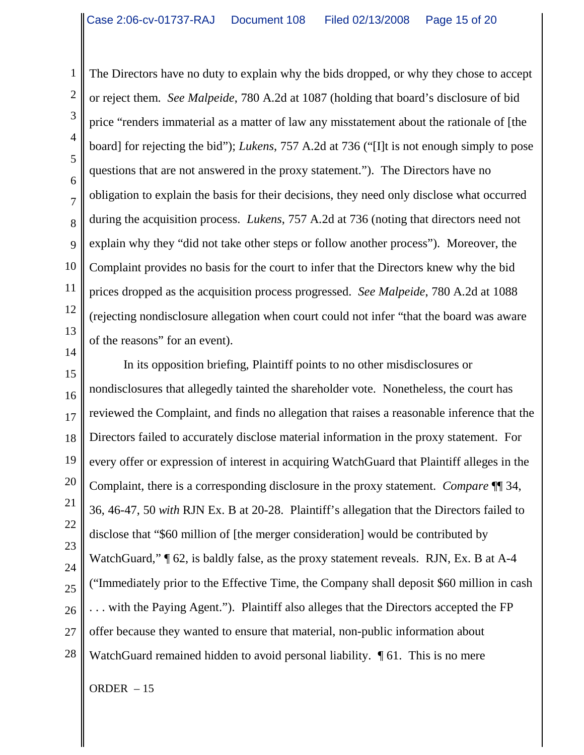The Directors have no duty to explain why the bids dropped, or why they chose to accept or reject them. *See Malpeide*, 780 A.2d at 1087 (holding that board's disclosure of bid price "renders immaterial as a matter of law any misstatement about the rationale of [the board] for rejecting the bid"); *Lukens*, 757 A.2d at 736 ("[I]t is not enough simply to pose questions that are not answered in the proxy statement."). The Directors have no obligation to explain the basis for their decisions, they need only disclose what occurred during the acquisition process. *Lukens*, 757 A.2d at 736 (noting that directors need not explain why they "did not take other steps or follow another process"). Moreover, the Complaint provides no basis for the court to infer that the Directors knew why the bid prices dropped as the acquisition process progressed. *See Malpeide*, 780 A.2d at 1088 (rejecting nondisclosure allegation when court could not infer "that the board was aware of the reasons" for an event).

In its opposition briefing, Plaintiff points to no other misdisclosures or nondisclosures that allegedly tainted the shareholder vote. Nonetheless, the court has reviewed the Complaint, and finds no allegation that raises a reasonable inference that the Directors failed to accurately disclose material information in the proxy statement. For every offer or expression of interest in acquiring WatchGuard that Plaintiff alleges in the Complaint, there is a corresponding disclosure in the proxy statement. *Compare* ¶¶ 34, 36, 46-47, 50 *with* RJN Ex. B at 20-28. Plaintiff's allegation that the Directors failed to disclose that "$60 million of [the merger consideration] would be contributed by WatchGuard," ¶ 62, is baldly false, as the proxy statement reveals. RJN, Ex. B at A-4 ("Immediately prior to the Effective Time, the Company shall deposit $60 million in cash . . . with the Paying Agent."). Plaintiff also alleges that the Directors accepted the FP offer because they wanted to ensure that material, non-public information about WatchGuard remained hidden to avoid personal liability. ¶ 61. This is no mere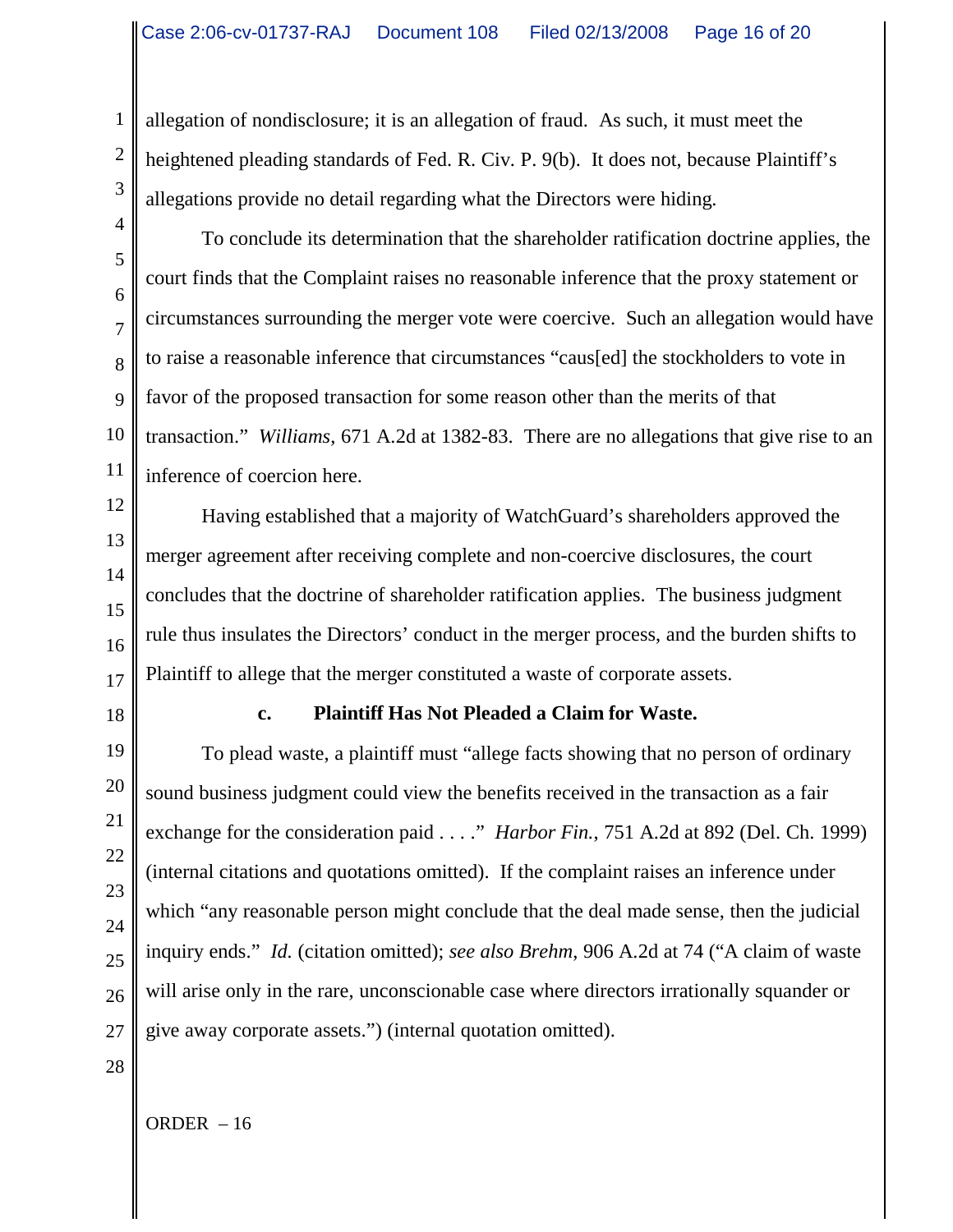allegation of nondisclosure; it is an allegation of fraud. As such, it must meet the heightened pleading standards of Fed. R. Civ. P. 9(b). It does not, because Plaintiff's allegations provide no detail regarding what the Directors were hiding.

To conclude its determination that the shareholder ratification doctrine applies, the court finds that the Complaint raises no reasonable inference that the proxy statement or circumstances surrounding the merger vote were coercive. Such an allegation would have to raise a reasonable inference that circumstances "caus[ed] the stockholders to vote in favor of the proposed transaction for some reason other than the merits of that transaction." *Williams*, 671 A.2d at 1382-83. There are no allegations that give rise to an inference of coercion here.

Having established that a majority of WatchGuard's shareholders approved the merger agreement after receiving complete and non-coercive disclosures, the court concludes that the doctrine of shareholder ratification applies. The business judgment rule thus insulates the Directors' conduct in the merger process, and the burden shifts to Plaintiff to allege that the merger constituted a waste of corporate assets.

**c. Plaintiff Has Not Pleaded a Claim for Waste.**

To plead waste, a plaintiff must "allege facts showing that no person of ordinary sound business judgment could view the benefits received in the transaction as a fair exchange for the consideration paid . . . ." *Harbor Fin.*, 751 A.2d at 892 (Del. Ch. 1999) (internal citations and quotations omitted). If the complaint raises an inference under which "any reasonable person might conclude that the deal made sense, then the judicial inquiry ends." *Id.* (citation omitted); *see also Brehm*, 906 A.2d at 74 ("A claim of waste will arise only in the rare, unconscionable case where directors irrationally squander or give away corporate assets.") (internal quotation omitted).

ORDER – 16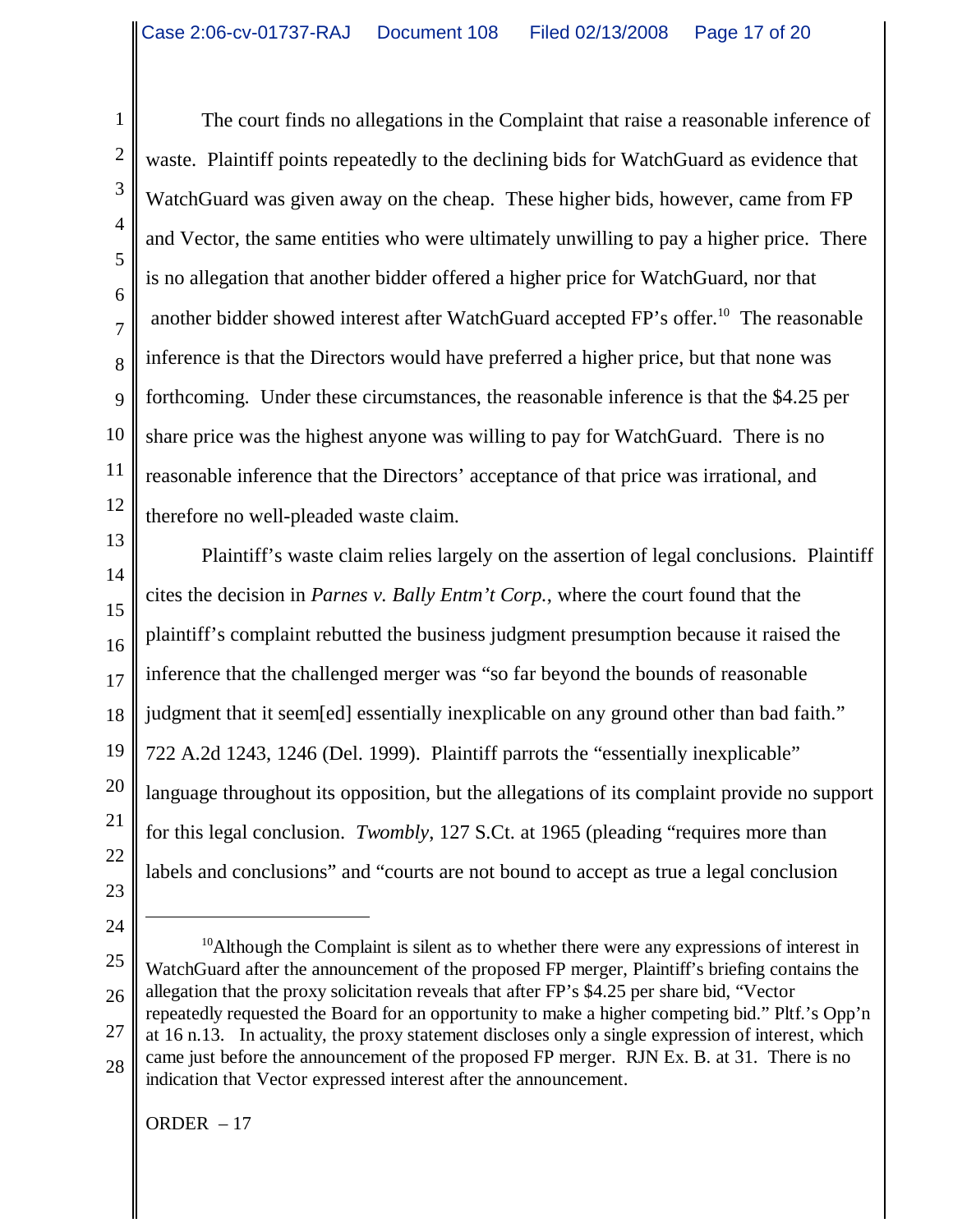The court finds no allegations in the Complaint that raise a reasonable inference of waste. Plaintiff points repeatedly to the declining bids for WatchGuard as evidence that WatchGuard was given away on the cheap. These higher bids, however, came from FP and Vector, the same entities who were ultimately unwilling to pay a higher price. There is no allegation that another bidder offered a higher price for WatchGuard, nor that another bidder showed interest after WatchGuard accepted FP's offer.[10] The reasonable inference is that the Directors would have preferred a higher price, but that none was forthcoming. Under these circumstances, the reasonable inference is that the $4.25 per share price was the highest anyone was willing to pay for WatchGuard. There is no reasonable inference that the Directors' acceptance of that price was irrational, and therefore no well-pleaded waste claim.

Plaintiff's waste claim relies largely on the assertion of legal conclusions. Plaintiff cites the decision in *Parnes v. Bally Entm't Corp.*, where the court found that the plaintiff's complaint rebutted the business judgment presumption because it raised the inference that the challenged merger was "so far beyond the bounds of reasonable judgment that it seem[ed] essentially inexplicable on any ground other than bad faith." 722 A.2d 1243, 1246 (Del. 1999). Plaintiff parrots the "essentially inexplicable" language throughout its opposition, but the allegations of its complaint provide no support for this legal conclusion. *Twombly*, 127 S.Ct. at 1965 (pleading "requires more than labels and conclusions" and "courts are not bound to accept as true a legal conclusion

---

[10] Although the Complaint is silent as to whether there were any expressions of interest in WatchGuard after the announcement of the proposed FP merger, Plaintiff's briefing contains the allegation that the proxy solicitation reveals that after FP's $4.25 per share bid, "Vector repeatedly requested the Board for an opportunity to make a higher competing bid." Pltf.'s Opp'n at 16 n.13. In actuality, the proxy statement discloses only a single expression of interest, which came just before the announcement of the proposed FP merger. RJN Ex. B. at 31. There is no indication that Vector expressed interest after the announcement.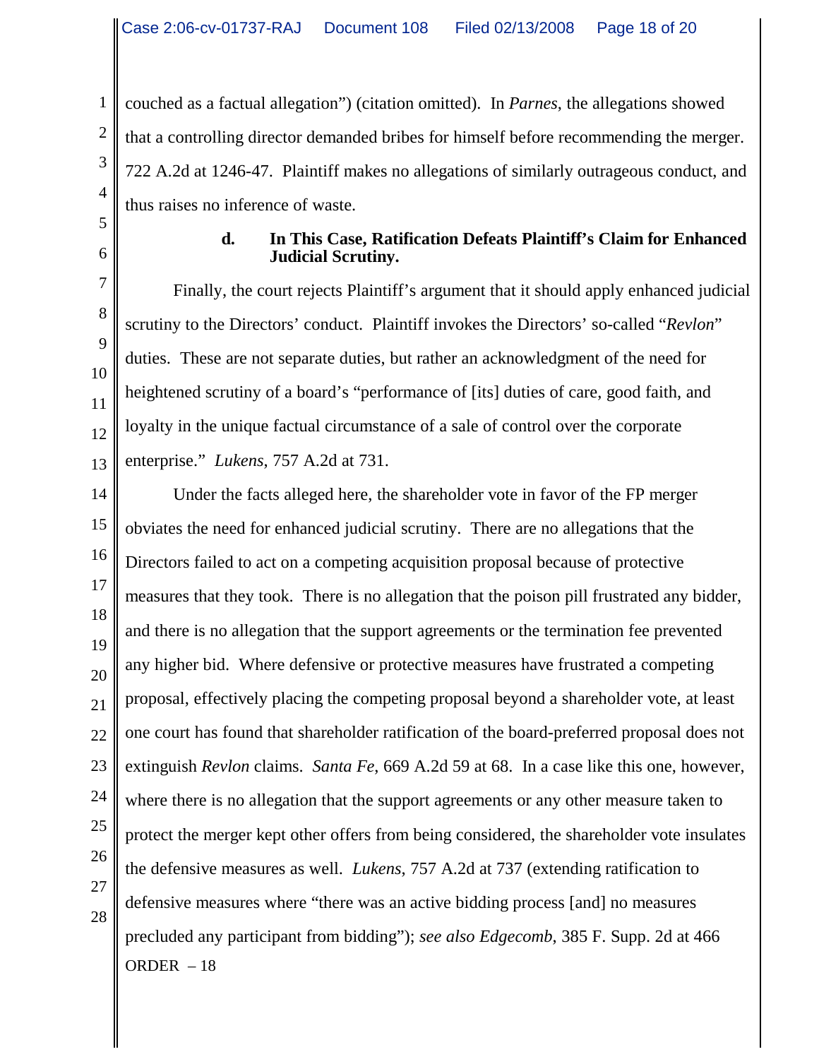couched as a factual allegation") (citation omitted). In *Parnes*, the allegations showed that a controlling director demanded bribes for himself before recommending the merger. 722 A.2d at 1246-47. Plaintiff makes no allegations of similarly outrageous conduct, and thus raises no inference of waste.

**d. In This Case, Ratification Defeats Plaintiff's Claim for Enhanced Judicial Scrutiny.**

Finally, the court rejects Plaintiff's argument that it should apply enhanced judicial scrutiny to the Directors' conduct. Plaintiff invokes the Directors' so-called "*Revlon*" duties. These are not separate duties, but rather an acknowledgment of the need for heightened scrutiny of a board's "performance of [its] duties of care, good faith, and loyalty in the unique factual circumstance of a sale of control over the corporate enterprise." *Lukens*, 757 A.2d at 731.

Under the facts alleged here, the shareholder vote in favor of the FP merger obviates the need for enhanced judicial scrutiny. There are no allegations that the Directors failed to act on a competing acquisition proposal because of protective measures that they took. There is no allegation that the poison pill frustrated any bidder, and there is no allegation that the support agreements or the termination fee prevented any higher bid. Where defensive or protective measures have frustrated a competing proposal, effectively placing the competing proposal beyond a shareholder vote, at least one court has found that shareholder ratification of the board-preferred proposal does not extinguish *Revlon* claims. *Santa Fe*, 669 A.2d 59 at 68. In a case like this one, however, where there is no allegation that the support agreements or any other measure taken to protect the merger kept other offers from being considered, the shareholder vote insulates the defensive measures as well. *Lukens*, 757 A.2d at 737 (extending ratification to defensive measures where "there was an active bidding process [and] no measures precluded any participant from bidding"); *see also Edgecomb*, 385 F. Supp. 2d at 466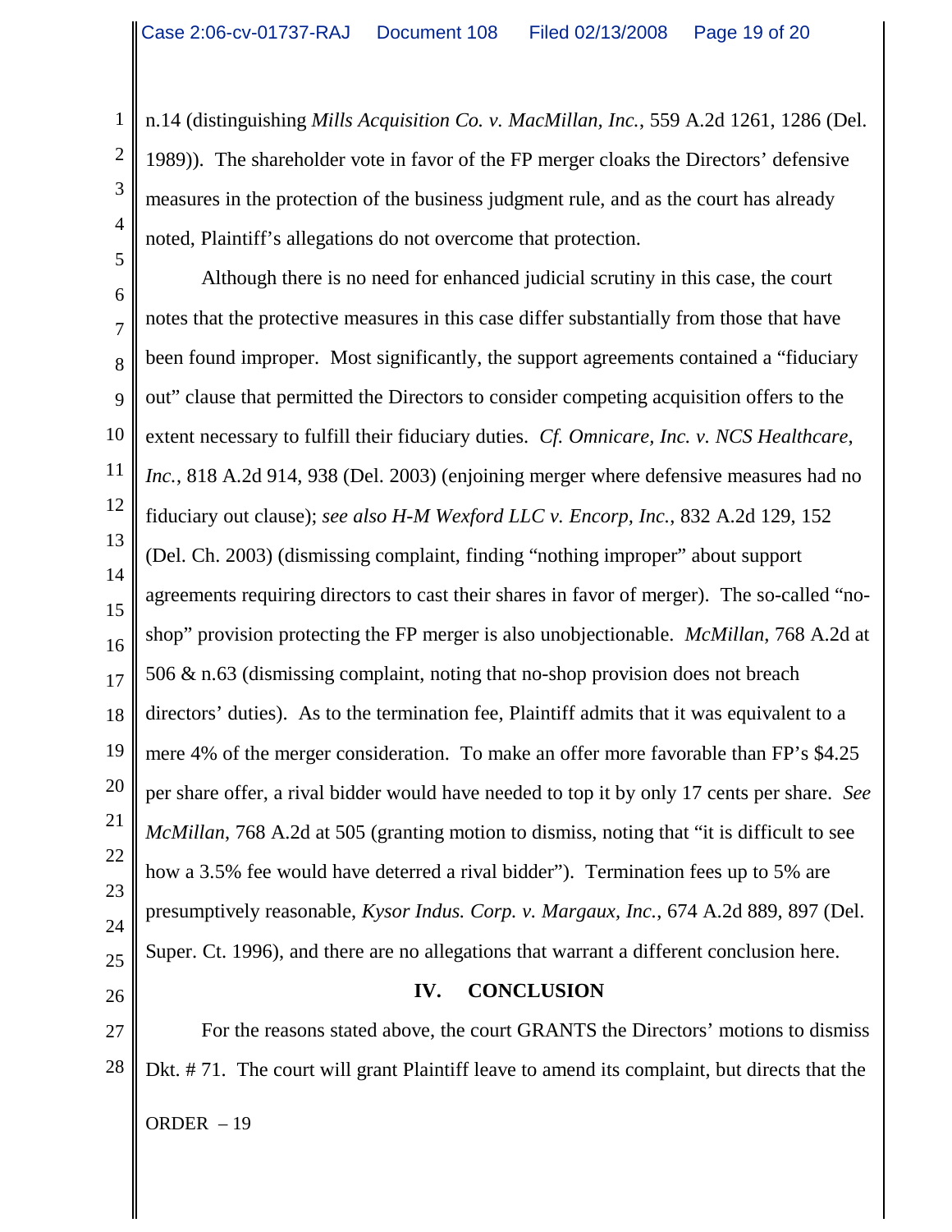n.14 (distinguishing *Mills Acquisition Co. v. MacMillan, Inc.*, 559 A.2d 1261, 1286 (Del. 1989)). The shareholder vote in favor of the FP merger cloaks the Directors' defensive measures in the protection of the business judgment rule, and as the court has already noted, Plaintiff's allegations do not overcome that protection.

Although there is no need for enhanced judicial scrutiny in this case, the court notes that the protective measures in this case differ substantially from those that have been found improper. Most significantly, the support agreements contained a "fiduciary out" clause that permitted the Directors to consider competing acquisition offers to the extent necessary to fulfill their fiduciary duties. *Cf. Omnicare, Inc. v. NCS Healthcare, Inc.*, 818 A.2d 914, 938 (Del. 2003) (enjoining merger where defensive measures had no fiduciary out clause); *see also H-M Wexford LLC v. Encorp, Inc.*, 832 A.2d 129, 152 (Del. Ch. 2003) (dismissing complaint, finding "nothing improper" about support agreements requiring directors to cast their shares in favor of merger). The so-called "no-shop" provision protecting the FP merger is also unobjectionable. *McMillan*, 768 A.2d at 506 & n.63 (dismissing complaint, noting that no-shop provision does not breach directors' duties). As to the termination fee, Plaintiff admits that it was equivalent to a mere 4% of the merger consideration. To make an offer more favorable than FP's $4.25 per share offer, a rival bidder would have needed to top it by only 17 cents per share. *See McMillan*, 768 A.2d at 505 (granting motion to dismiss, noting that "it is difficult to see how a 3.5% fee would have deterred a rival bidder"). Termination fees up to 5% are presumptively reasonable, *Kysor Indus. Corp. v. Margaux, Inc.*, 674 A.2d 889, 897 (Del. Super. Ct. 1996), and there are no allegations that warrant a different conclusion here.

## IV. CONCLUSION

For the reasons stated above, the court GRANTS the Directors' motions to dismiss Dkt. # 71. The court will grant Plaintiff leave to amend its complaint, but directs that the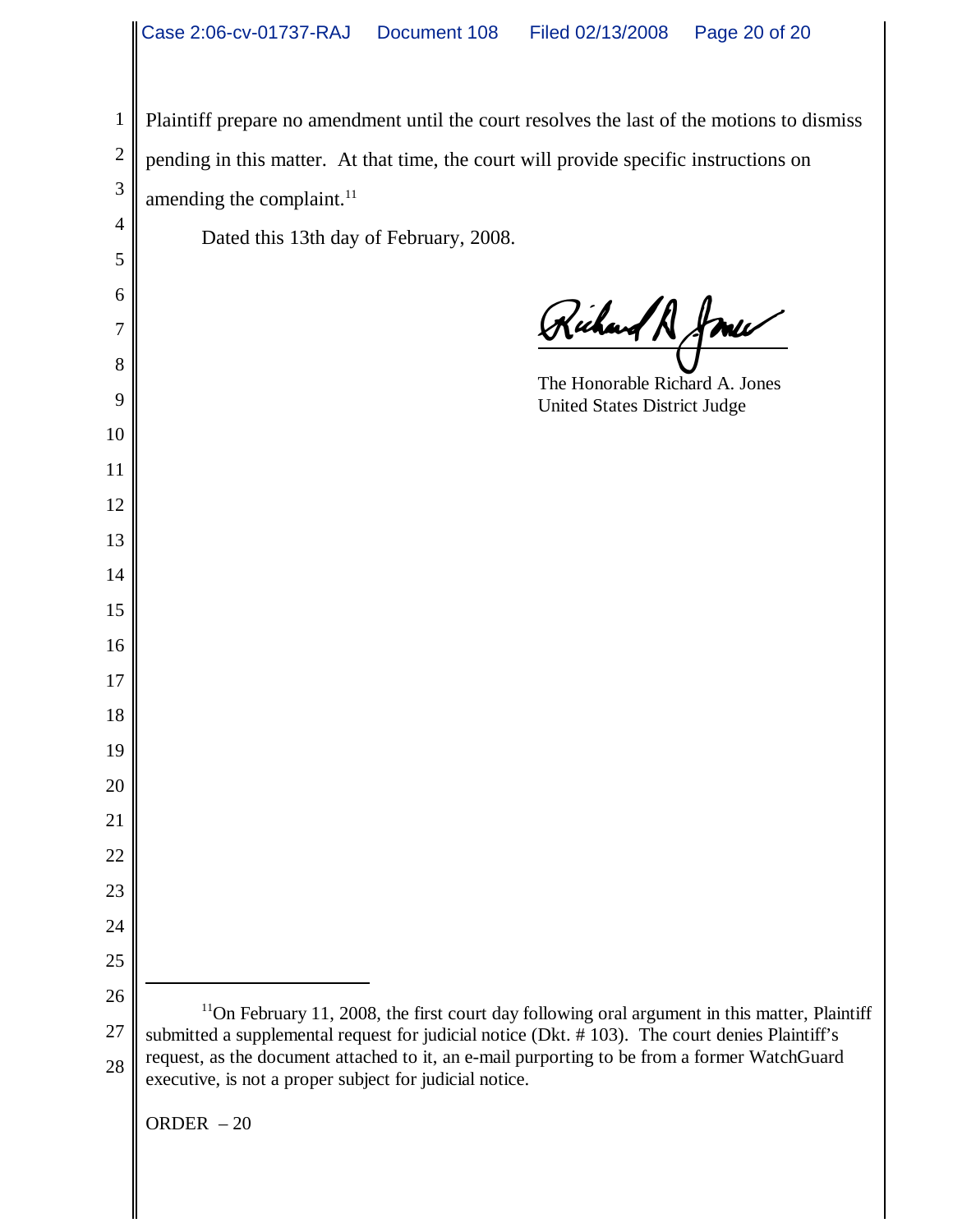Plaintiff prepare no amendment until the court resolves the last of the motions to dismiss pending in this matter. At that time, the court will provide specific instructions on amending the complaint.[11]

Dated this 13th day of February, 2008.

The Honorable Richard A. Jones
United States District Judge

---

[11] On February 11, 2008, the first court day following oral argument in this matter, Plaintiff submitted a supplemental request for judicial notice (Dkt. # 103). The court denies Plaintiff's request, as the document attached to it, an e-mail purporting to be from a former WatchGuard executive, is not a proper subject for judicial notice.

ORDER – 20